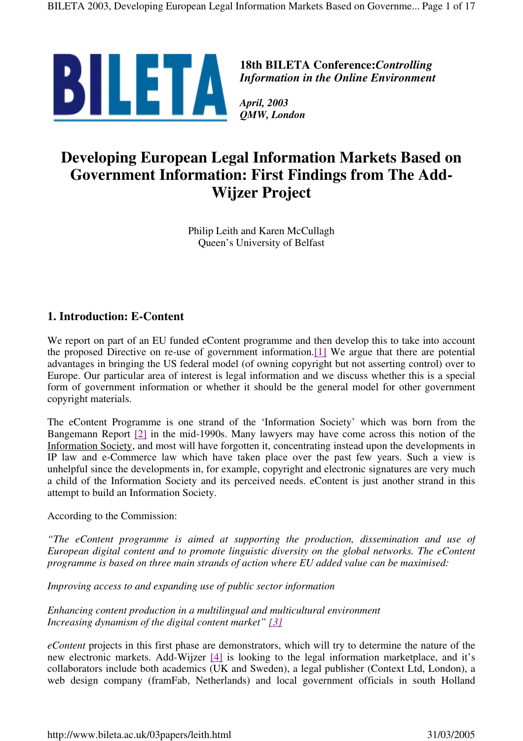**18th BILETA Conference:** ***Controlling Information in the Online Environment***

***April, 2003***
***QMW, London***

# Developing European Legal Information Markets Based on Government Information: First Findings from The Add-Wijzer Project

Philip Leith and Karen McCullagh
Queen's University of Belfast

## 1. Introduction: E-Content

We report on part of an EU funded eContent programme and then develop this to take into account the proposed Directive on re-use of government information.[1] We argue that there are potential advantages in bringing the US federal model (of owning copyright but not asserting control) over to Europe. Our particular area of interest is legal information and we discuss whether this is a special form of government information or whether it should be the general model for other government copyright materials.

The eContent Programme is one strand of the 'Information Society' which was born from the Bangemann Report [2] in the mid-1990s. Many lawyers may have come across this notion of the Information Society, and most will have forgotten it, concentrating instead upon the developments in IP law and e-Commerce law which have taken place over the past few years. Such a view is unhelpful since the developments in, for example, copyright and electronic signatures are very much a child of the Information Society and its perceived needs. eContent is just another strand in this attempt to build an Information Society.

According to the Commission:

*"The eContent programme is aimed at supporting the production, dissemination and use of European digital content and to promote linguistic diversity on the global networks. The eContent programme is based on three main strands of action where EU added value can be maximised:*

*Improving access to and expanding use of public sector information*

*Enhancing content production in a multilingual and multicultural environment*
*Increasing dynamism of the digital content market" [3]*

*eContent* projects in this first phase are demonstrators, which will try to determine the nature of the new electronic markets. Add-Wijzer [4] is looking to the legal information marketplace, and it's collaborators include both academics (UK and Sweden), a legal publisher (Context Ltd, London), a web design company (framFab, Netherlands) and local government officials in south Holland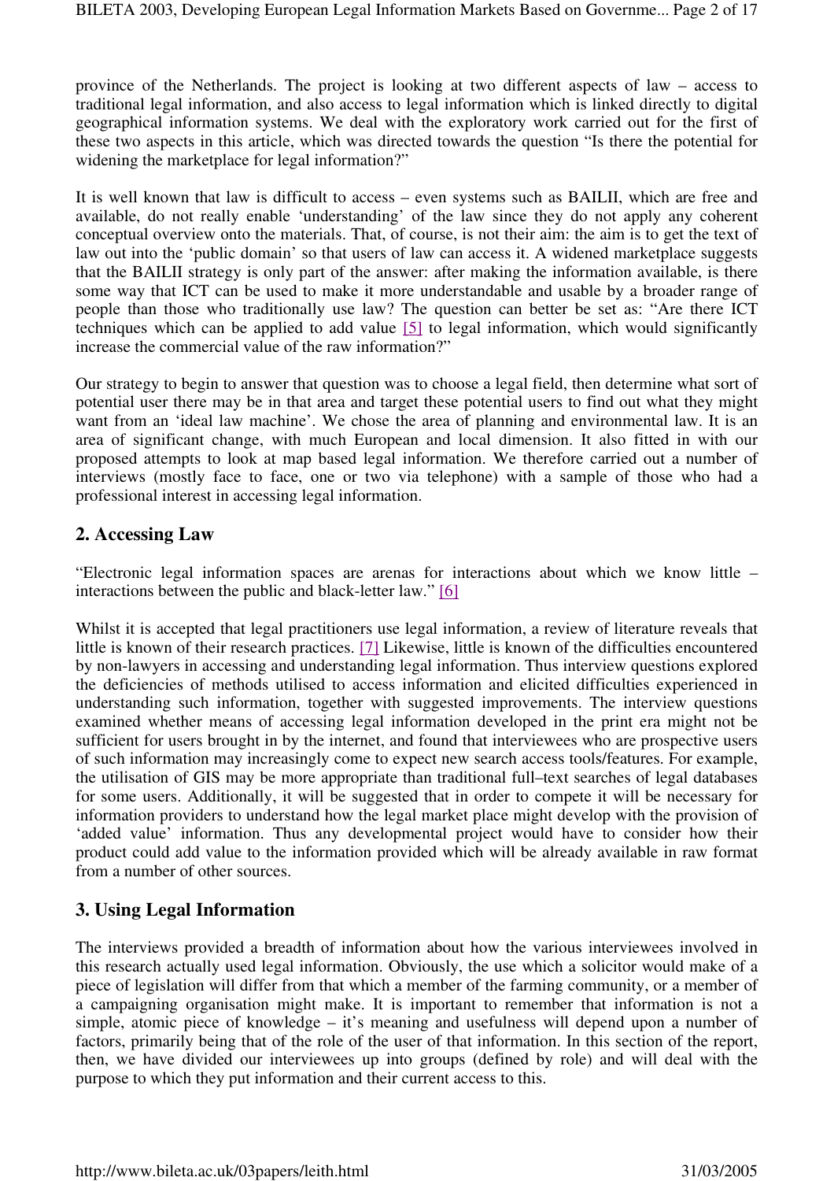province of the Netherlands. The project is looking at two different aspects of law – access to traditional legal information, and also access to legal information which is linked directly to digital geographical information systems. We deal with the exploratory work carried out for the first of these two aspects in this article, which was directed towards the question "Is there the potential for widening the marketplace for legal information?"

It is well known that law is difficult to access – even systems such as BAILII, which are free and available, do not really enable 'understanding' of the law since they do not apply any coherent conceptual overview onto the materials. That, of course, is not their aim: the aim is to get the text of law out into the 'public domain' so that users of law can access it. A widened marketplace suggests that the BAILII strategy is only part of the answer: after making the information available, is there some way that ICT can be used to make it more understandable and usable by a broader range of people than those who traditionally use law? The question can better be set as: "Are there ICT techniques which can be applied to add value [5] to legal information, which would significantly increase the commercial value of the raw information?"

Our strategy to begin to answer that question was to choose a legal field, then determine what sort of potential user there may be in that area and target these potential users to find out what they might want from an 'ideal law machine'. We chose the area of planning and environmental law. It is an area of significant change, with much European and local dimension. It also fitted in with our proposed attempts to look at map based legal information. We therefore carried out a number of interviews (mostly face to face, one or two via telephone) with a sample of those who had a professional interest in accessing legal information.

## 2. Accessing Law

"Electronic legal information spaces are arenas for interactions about which we know little – interactions between the public and black-letter law." [6]

Whilst it is accepted that legal practitioners use legal information, a review of literature reveals that little is known of their research practices. [7] Likewise, little is known of the difficulties encountered by non-lawyers in accessing and understanding legal information. Thus interview questions explored the deficiencies of methods utilised to access information and elicited difficulties experienced in understanding such information, together with suggested improvements. The interview questions examined whether means of accessing legal information developed in the print era might not be sufficient for users brought in by the internet, and found that interviewees who are prospective users of such information may increasingly come to expect new search access tools/features. For example, the utilisation of GIS may be more appropriate than traditional full–text searches of legal databases for some users. Additionally, it will be suggested that in order to compete it will be necessary for information providers to understand how the legal market place might develop with the provision of 'added value' information. Thus any developmental project would have to consider how their product could add value to the information provided which will be already available in raw format from a number of other sources.

## 3. Using Legal Information

The interviews provided a breadth of information about how the various interviewees involved in this research actually used legal information. Obviously, the use which a solicitor would make of a piece of legislation will differ from that which a member of the farming community, or a member of a campaigning organisation might make. It is important to remember that information is not a simple, atomic piece of knowledge – it's meaning and usefulness will depend upon a number of factors, primarily being that of the role of the user of that information. In this section of the report, then, we have divided our interviewees up into groups (defined by role) and will deal with the purpose to which they put information and their current access to this.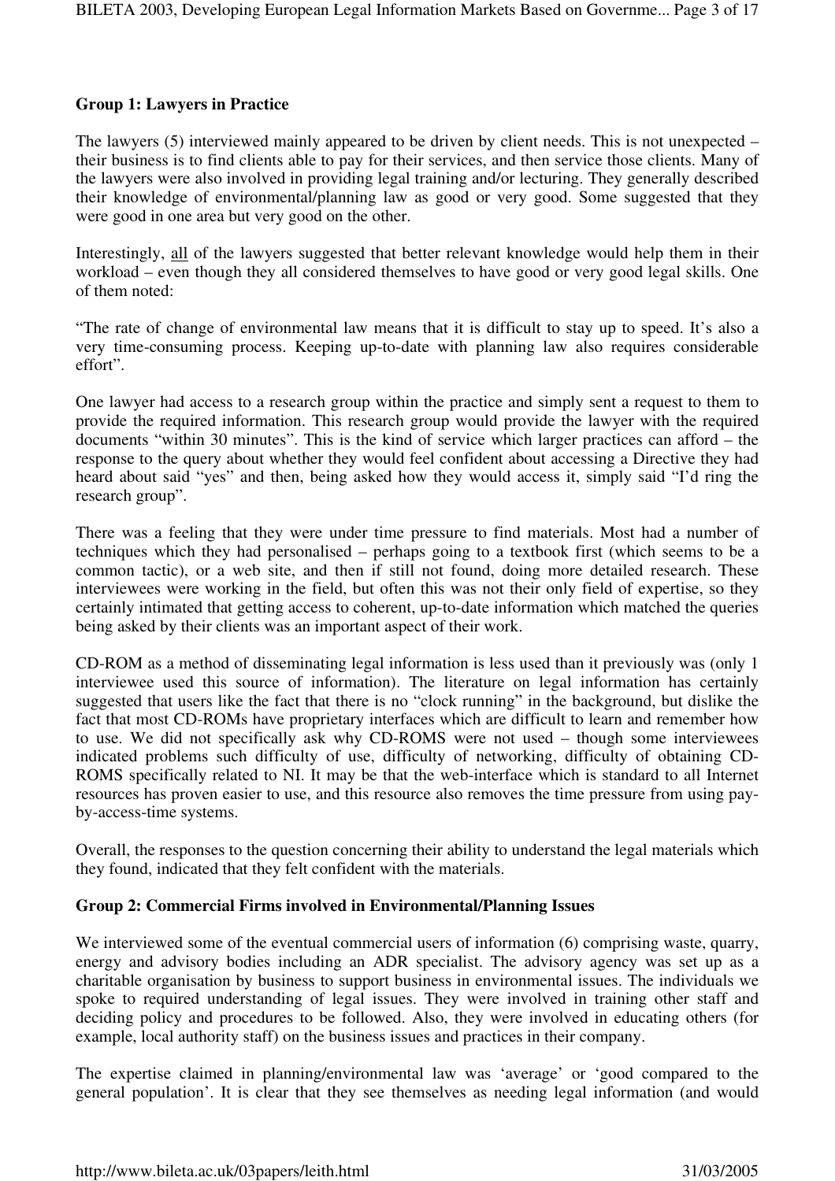**Group 1: Lawyers in Practice**

The lawyers (5) interviewed mainly appeared to be driven by client needs. This is not unexpected – their business is to find clients able to pay for their services, and then service those clients. Many of the lawyers were also involved in providing legal training and/or lecturing. They generally described their knowledge of environmental/planning law as good or very good. Some suggested that they were good in one area but very good on the other.

Interestingly, all of the lawyers suggested that better relevant knowledge would help them in their workload – even though they all considered themselves to have good or very good legal skills. One of them noted:

"The rate of change of environmental law means that it is difficult to stay up to speed. It's also a very time-consuming process. Keeping up-to-date with planning law also requires considerable effort".

One lawyer had access to a research group within the practice and simply sent a request to them to provide the required information. This research group would provide the lawyer with the required documents "within 30 minutes". This is the kind of service which larger practices can afford – the response to the query about whether they would feel confident about accessing a Directive they had heard about said "yes" and then, being asked how they would access it, simply said "I'd ring the research group".

There was a feeling that they were under time pressure to find materials. Most had a number of techniques which they had personalised – perhaps going to a textbook first (which seems to be a common tactic), or a web site, and then if still not found, doing more detailed research. These interviewees were working in the field, but often this was not their only field of expertise, so they certainly intimated that getting access to coherent, up-to-date information which matched the queries being asked by their clients was an important aspect of their work.

CD-ROM as a method of disseminating legal information is less used than it previously was (only 1 interviewee used this source of information). The literature on legal information has certainly suggested that users like the fact that there is no "clock running" in the background, but dislike the fact that most CD-ROMs have proprietary interfaces which are difficult to learn and remember how to use. We did not specifically ask why CD-ROMS were not used – though some interviewees indicated problems such difficulty of use, difficulty of networking, difficulty of obtaining CD-ROMS specifically related to NI. It may be that the web-interface which is standard to all Internet resources has proven easier to use, and this resource also removes the time pressure from using pay-by-access-time systems.

Overall, the responses to the question concerning their ability to understand the legal materials which they found, indicated that they felt confident with the materials.

**Group 2: Commercial Firms involved in Environmental/Planning Issues**

We interviewed some of the eventual commercial users of information (6) comprising waste, quarry, energy and advisory bodies including an ADR specialist. The advisory agency was set up as a charitable organisation by business to support business in environmental issues. The individuals we spoke to required understanding of legal issues. They were involved in training other staff and deciding policy and procedures to be followed. Also, they were involved in educating others (for example, local authority staff) on the business issues and practices in their company.

The expertise claimed in planning/environmental law was 'average' or 'good compared to the general population'. It is clear that they see themselves as needing legal information (and would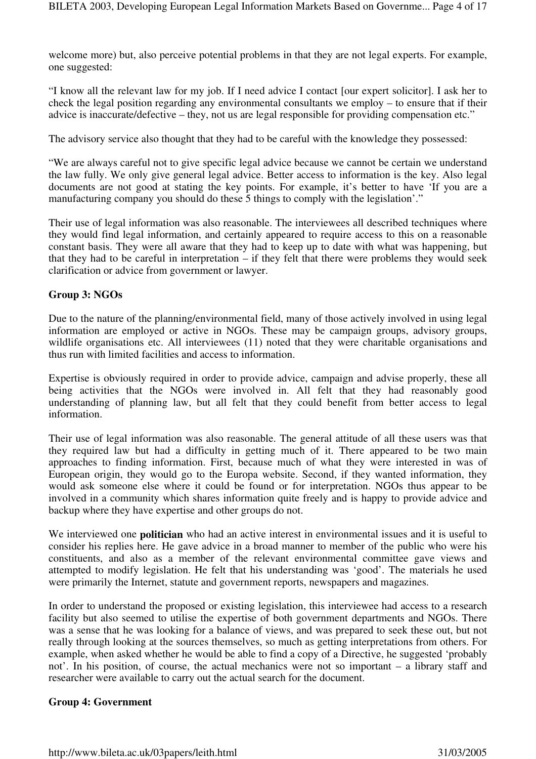welcome more) but, also perceive potential problems in that they are not legal experts. For example, one suggested:

"I know all the relevant law for my job. If I need advice I contact [our expert solicitor]. I ask her to check the legal position regarding any environmental consultants we employ – to ensure that if their advice is inaccurate/defective – they, not us are legal responsible for providing compensation etc."

The advisory service also thought that they had to be careful with the knowledge they possessed:

"We are always careful not to give specific legal advice because we cannot be certain we understand the law fully. We only give general legal advice. Better access to information is the key. Also legal documents are not good at stating the key points. For example, it's better to have 'If you are a manufacturing company you should do these 5 things to comply with the legislation'."

Their use of legal information was also reasonable. The interviewees all described techniques where they would find legal information, and certainly appeared to require access to this on a reasonable constant basis. They were all aware that they had to keep up to date with what was happening, but that they had to be careful in interpretation – if they felt that there were problems they would seek clarification or advice from government or lawyer.

**Group 3: NGOs**

Due to the nature of the planning/environmental field, many of those actively involved in using legal information are employed or active in NGOs. These may be campaign groups, advisory groups, wildlife organisations etc. All interviewees (11) noted that they were charitable organisations and thus run with limited facilities and access to information.

Expertise is obviously required in order to provide advice, campaign and advise properly, these all being activities that the NGOs were involved in. All felt that they had reasonably good understanding of planning law, but all felt that they could benefit from better access to legal information.

Their use of legal information was also reasonable. The general attitude of all these users was that they required law but had a difficulty in getting much of it. There appeared to be two main approaches to finding information. First, because much of what they were interested in was of European origin, they would go to the Europa website. Second, if they wanted information, they would ask someone else where it could be found or for interpretation. NGOs thus appear to be involved in a community which shares information quite freely and is happy to provide advice and backup where they have expertise and other groups do not.

We interviewed one **politician** who had an active interest in environmental issues and it is useful to consider his replies here. He gave advice in a broad manner to member of the public who were his constituents, and also as a member of the relevant environmental committee gave views and attempted to modify legislation. He felt that his understanding was 'good'. The materials he used were primarily the Internet, statute and government reports, newspapers and magazines.

In order to understand the proposed or existing legislation, this interviewee had access to a research facility but also seemed to utilise the expertise of both government departments and NGOs. There was a sense that he was looking for a balance of views, and was prepared to seek these out, but not really through looking at the sources themselves, so much as getting interpretations from others. For example, when asked whether he would be able to find a copy of a Directive, he suggested 'probably not'. In his position, of course, the actual mechanics were not so important – a library staff and researcher were available to carry out the actual search for the document.

**Group 4: Government**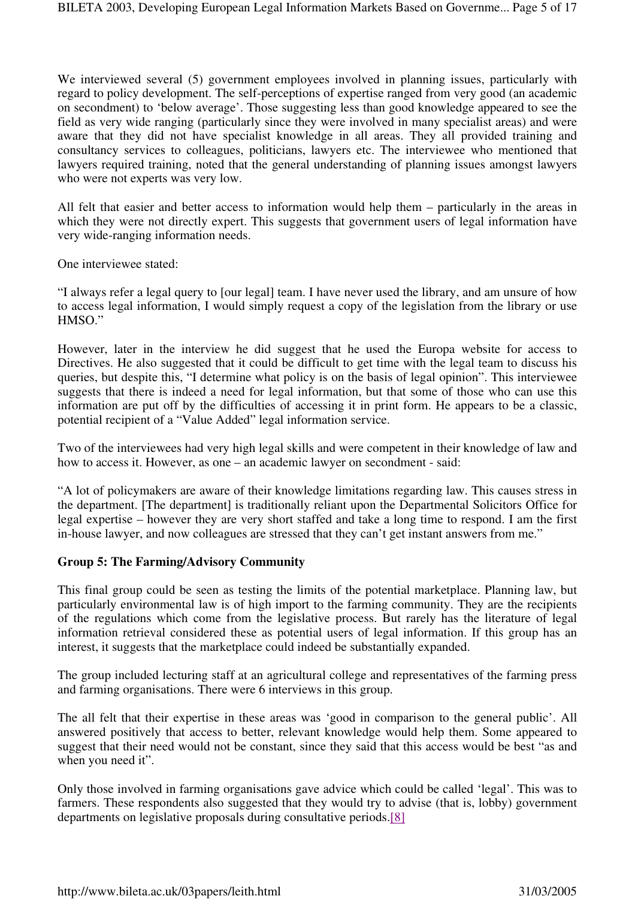We interviewed several (5) government employees involved in planning issues, particularly with regard to policy development. The self-perceptions of expertise ranged from very good (an academic on secondment) to 'below average'. Those suggesting less than good knowledge appeared to see the field as very wide ranging (particularly since they were involved in many specialist areas) and were aware that they did not have specialist knowledge in all areas. They all provided training and consultancy services to colleagues, politicians, lawyers etc. The interviewee who mentioned that lawyers required training, noted that the general understanding of planning issues amongst lawyers who were not experts was very low.

All felt that easier and better access to information would help them – particularly in the areas in which they were not directly expert. This suggests that government users of legal information have very wide-ranging information needs.

One interviewee stated:

"I always refer a legal query to [our legal] team. I have never used the library, and am unsure of how to access legal information, I would simply request a copy of the legislation from the library or use HMSO."

However, later in the interview he did suggest that he used the Europa website for access to Directives. He also suggested that it could be difficult to get time with the legal team to discuss his queries, but despite this, "I determine what policy is on the basis of legal opinion". This interviewee suggests that there is indeed a need for legal information, but that some of those who can use this information are put off by the difficulties of accessing it in print form. He appears to be a classic, potential recipient of a "Value Added" legal information service.

Two of the interviewees had very high legal skills and were competent in their knowledge of law and how to access it. However, as one – an academic lawyer on secondment - said:

"A lot of policymakers are aware of their knowledge limitations regarding law. This causes stress in the department. [The department] is traditionally reliant upon the Departmental Solicitors Office for legal expertise – however they are very short staffed and take a long time to respond. I am the first in-house lawyer, and now colleagues are stressed that they can't get instant answers from me."

**Group 5: The Farming/Advisory Community**

This final group could be seen as testing the limits of the potential marketplace. Planning law, but particularly environmental law is of high import to the farming community. They are the recipients of the regulations which come from the legislative process. But rarely has the literature of legal information retrieval considered these as potential users of legal information. If this group has an interest, it suggests that the marketplace could indeed be substantially expanded.

The group included lecturing staff at an agricultural college and representatives of the farming press and farming organisations. There were 6 interviews in this group.

The all felt that their expertise in these areas was 'good in comparison to the general public'. All answered positively that access to better, relevant knowledge would help them. Some appeared to suggest that their need would not be constant, since they said that this access would be best "as and when you need it".

Only those involved in farming organisations gave advice which could be called 'legal'. This was to farmers. These respondents also suggested that they would try to advise (that is, lobby) government departments on legislative proposals during consultative periods.[8]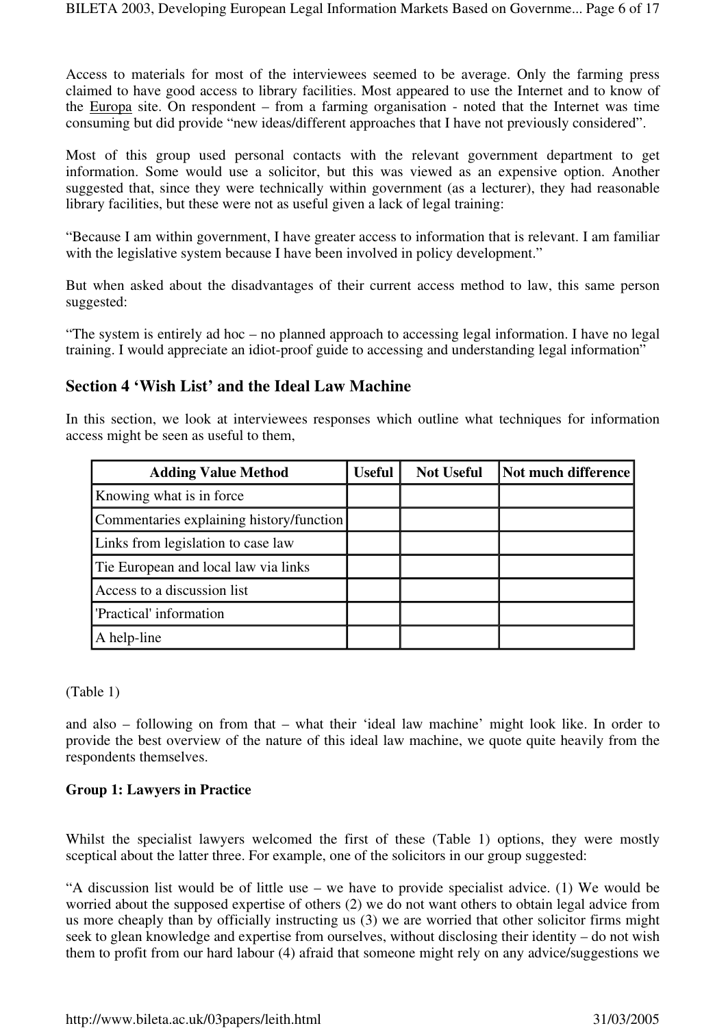Access to materials for most of the interviewees seemed to be average. Only the farming press claimed to have good access to library facilities. Most appeared to use the Internet and to know of the Europa site. On respondent – from a farming organisation - noted that the Internet was time consuming but did provide "new ideas/different approaches that I have not previously considered".

Most of this group used personal contacts with the relevant government department to get information. Some would use a solicitor, but this was viewed as an expensive option. Another suggested that, since they were technically within government (as a lecturer), they had reasonable library facilities, but these were not as useful given a lack of legal training:

"Because I am within government, I have greater access to information that is relevant. I am familiar with the legislative system because I have been involved in policy development."

But when asked about the disadvantages of their current access method to law, this same person suggested:

"The system is entirely ad hoc – no planned approach to accessing legal information. I have no legal training. I would appreciate an idiot-proof guide to accessing and understanding legal information"

## Section 4 'Wish List' and the Ideal Law Machine

In this section, we look at interviewees responses which outline what techniques for information access might be seen as useful to them,

| Adding Value Method | Useful | Not Useful | Not much difference |
|---|---|---|---|
| Knowing what is in force | | | |
| Commentaries explaining history/function | | | |
| Links from legislation to case law | | | |
| Tie European and local law via links | | | |
| Access to a discussion list | | | |
| 'Practical' information | | | |
| A help-line | | | |

(Table 1)

and also – following on from that – what their 'ideal law machine' might look like. In order to provide the best overview of the nature of this ideal law machine, we quote quite heavily from the respondents themselves.

**Group 1: Lawyers in Practice**

Whilst the specialist lawyers welcomed the first of these (Table 1) options, they were mostly sceptical about the latter three. For example, one of the solicitors in our group suggested:

"A discussion list would be of little use – we have to provide specialist advice. (1) We would be worried about the supposed expertise of others (2) we do not want others to obtain legal advice from us more cheaply than by officially instructing us (3) we are worried that other solicitor firms might seek to glean knowledge and expertise from ourselves, without disclosing their identity – do not wish them to profit from our hard labour (4) afraid that someone might rely on any advice/suggestions we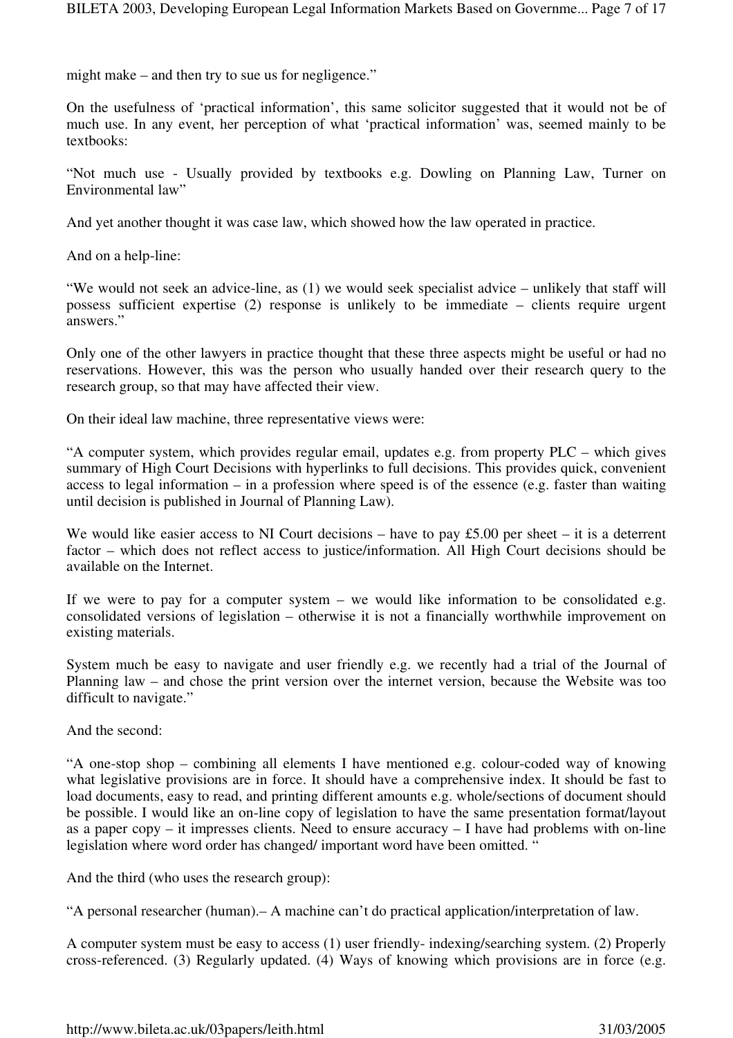might make – and then try to sue us for negligence."

On the usefulness of 'practical information', this same solicitor suggested that it would not be of much use. In any event, her perception of what 'practical information' was, seemed mainly to be textbooks:

"Not much use - Usually provided by textbooks e.g. Dowling on Planning Law, Turner on Environmental law"

And yet another thought it was case law, which showed how the law operated in practice.

And on a help-line:

"We would not seek an advice-line, as (1) we would seek specialist advice – unlikely that staff will possess sufficient expertise (2) response is unlikely to be immediate – clients require urgent answers."

Only one of the other lawyers in practice thought that these three aspects might be useful or had no reservations. However, this was the person who usually handed over their research query to the research group, so that may have affected their view.

On their ideal law machine, three representative views were:

"A computer system, which provides regular email, updates e.g. from property PLC – which gives summary of High Court Decisions with hyperlinks to full decisions. This provides quick, convenient access to legal information – in a profession where speed is of the essence (e.g. faster than waiting until decision is published in Journal of Planning Law).

We would like easier access to NI Court decisions – have to pay £5.00 per sheet – it is a deterrent factor – which does not reflect access to justice/information. All High Court decisions should be available on the Internet.

If we were to pay for a computer system – we would like information to be consolidated e.g. consolidated versions of legislation – otherwise it is not a financially worthwhile improvement on existing materials.

System much be easy to navigate and user friendly e.g. we recently had a trial of the Journal of Planning law – and chose the print version over the internet version, because the Website was too difficult to navigate."

And the second:

"A one-stop shop – combining all elements I have mentioned e.g. colour-coded way of knowing what legislative provisions are in force. It should have a comprehensive index. It should be fast to load documents, easy to read, and printing different amounts e.g. whole/sections of document should be possible. I would like an on-line copy of legislation to have the same presentation format/layout as a paper copy – it impresses clients. Need to ensure accuracy – I have had problems with on-line legislation where word order has changed/ important word have been omitted. "

And the third (who uses the research group):

"A personal researcher (human).– A machine can't do practical application/interpretation of law.

A computer system must be easy to access (1) user friendly- indexing/searching system. (2) Properly cross-referenced. (3) Regularly updated. (4) Ways of knowing which provisions are in force (e.g.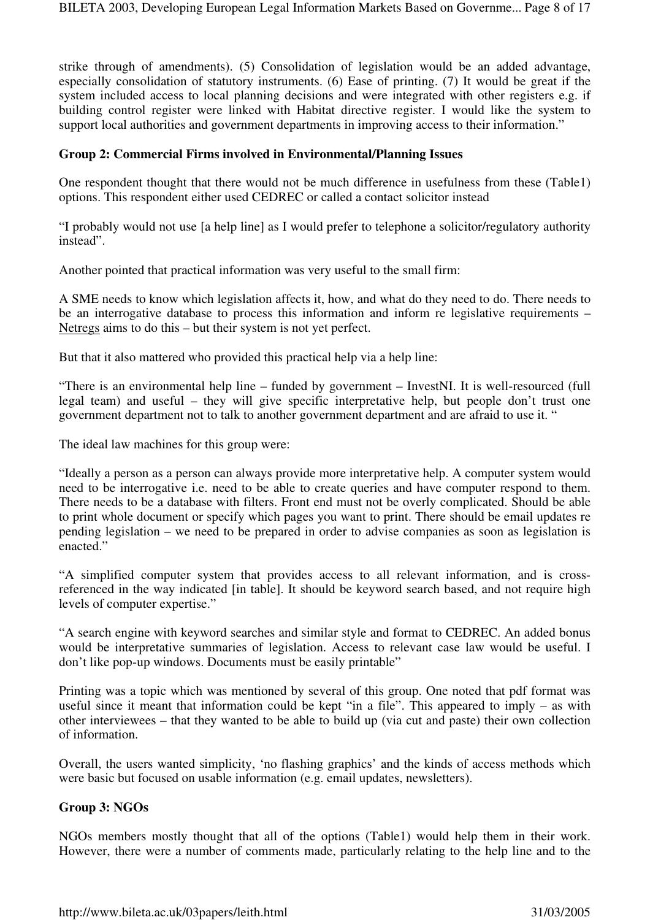strike through of amendments). (5) Consolidation of legislation would be an added advantage, especially consolidation of statutory instruments. (6) Ease of printing. (7) It would be great if the system included access to local planning decisions and were integrated with other registers e.g. if building control register were linked with Habitat directive register. I would like the system to support local authorities and government departments in improving access to their information."

**Group 2: Commercial Firms involved in Environmental/Planning Issues**

One respondent thought that there would not be much difference in usefulness from these (Table1) options. This respondent either used CEDREC or called a contact solicitor instead

"I probably would not use [a help line] as I would prefer to telephone a solicitor/regulatory authority instead".

Another pointed that practical information was very useful to the small firm:

A SME needs to know which legislation affects it, how, and what do they need to do. There needs to be an interrogative database to process this information and inform re legislative requirements – Netregs aims to do this – but their system is not yet perfect.

But that it also mattered who provided this practical help via a help line:

"There is an environmental help line – funded by government – InvestNI. It is well-resourced (full legal team) and useful – they will give specific interpretative help, but people don't trust one government department not to talk to another government department and are afraid to use it. "

The ideal law machines for this group were:

"Ideally a person as a person can always provide more interpretative help. A computer system would need to be interrogative i.e. need to be able to create queries and have computer respond to them. There needs to be a database with filters. Front end must not be overly complicated. Should be able to print whole document or specify which pages you want to print. There should be email updates re pending legislation – we need to be prepared in order to advise companies as soon as legislation is enacted."

"A simplified computer system that provides access to all relevant information, and is cross-referenced in the way indicated [in table]. It should be keyword search based, and not require high levels of computer expertise."

"A search engine with keyword searches and similar style and format to CEDREC. An added bonus would be interpretative summaries of legislation. Access to relevant case law would be useful. I don't like pop-up windows. Documents must be easily printable"

Printing was a topic which was mentioned by several of this group. One noted that pdf format was useful since it meant that information could be kept "in a file". This appeared to imply – as with other interviewees – that they wanted to be able to build up (via cut and paste) their own collection of information.

Overall, the users wanted simplicity, 'no flashing graphics' and the kinds of access methods which were basic but focused on usable information (e.g. email updates, newsletters).

**Group 3: NGOs**

NGOs members mostly thought that all of the options (Table1) would help them in their work. However, there were a number of comments made, particularly relating to the help line and to the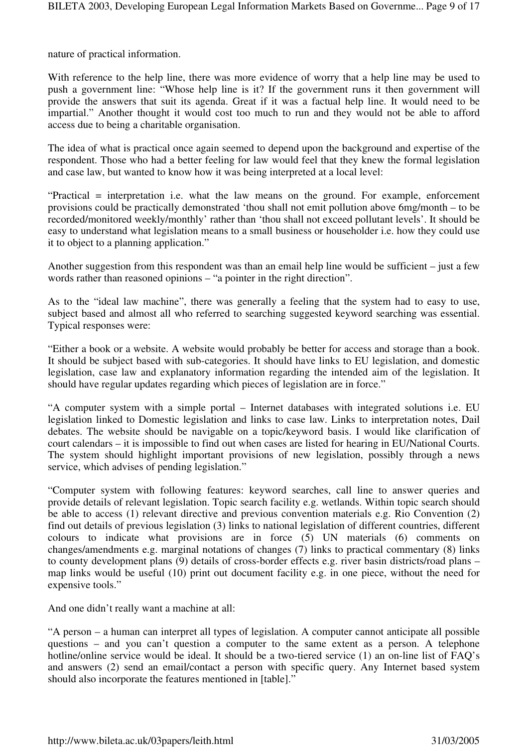nature of practical information.

With reference to the help line, there was more evidence of worry that a help line may be used to push a government line: "Whose help line is it? If the government runs it then government will provide the answers that suit its agenda. Great if it was a factual help line. It would need to be impartial." Another thought it would cost too much to run and they would not be able to afford access due to being a charitable organisation.

The idea of what is practical once again seemed to depend upon the background and expertise of the respondent. Those who had a better feeling for law would feel that they knew the formal legislation and case law, but wanted to know how it was being interpreted at a local level:

"Practical = interpretation i.e. what the law means on the ground. For example, enforcement provisions could be practically demonstrated 'thou shall not emit pollution above 6mg/month – to be recorded/monitored weekly/monthly' rather than 'thou shall not exceed pollutant levels'. It should be easy to understand what legislation means to a small business or householder i.e. how they could use it to object to a planning application."

Another suggestion from this respondent was than an email help line would be sufficient – just a few words rather than reasoned opinions – "a pointer in the right direction".

As to the "ideal law machine", there was generally a feeling that the system had to easy to use, subject based and almost all who referred to searching suggested keyword searching was essential. Typical responses were:

"Either a book or a website. A website would probably be better for access and storage than a book. It should be subject based with sub-categories. It should have links to EU legislation, and domestic legislation, case law and explanatory information regarding the intended aim of the legislation. It should have regular updates regarding which pieces of legislation are in force."

"A computer system with a simple portal – Internet databases with integrated solutions i.e. EU legislation linked to Domestic legislation and links to case law. Links to interpretation notes, Dail debates. The website should be navigable on a topic/keyword basis. I would like clarification of court calendars – it is impossible to find out when cases are listed for hearing in EU/National Courts. The system should highlight important provisions of new legislation, possibly through a news service, which advises of pending legislation."

"Computer system with following features: keyword searches, call line to answer queries and provide details of relevant legislation. Topic search facility e.g. wetlands. Within topic search should be able to access (1) relevant directive and previous convention materials e.g. Rio Convention (2) find out details of previous legislation (3) links to national legislation of different countries, different colours to indicate what provisions are in force (5) UN materials (6) comments on changes/amendments e.g. marginal notations of changes (7) links to practical commentary (8) links to county development plans (9) details of cross-border effects e.g. river basin districts/road plans – map links would be useful (10) print out document facility e.g. in one piece, without the need for expensive tools."

And one didn't really want a machine at all:

"A person – a human can interpret all types of legislation. A computer cannot anticipate all possible questions – and you can't question a computer to the same extent as a person. A telephone hotline/online service would be ideal. It should be a two-tiered service (1) an on-line list of FAQ's and answers (2) send an email/contact a person with specific query. Any Internet based system should also incorporate the features mentioned in [table]."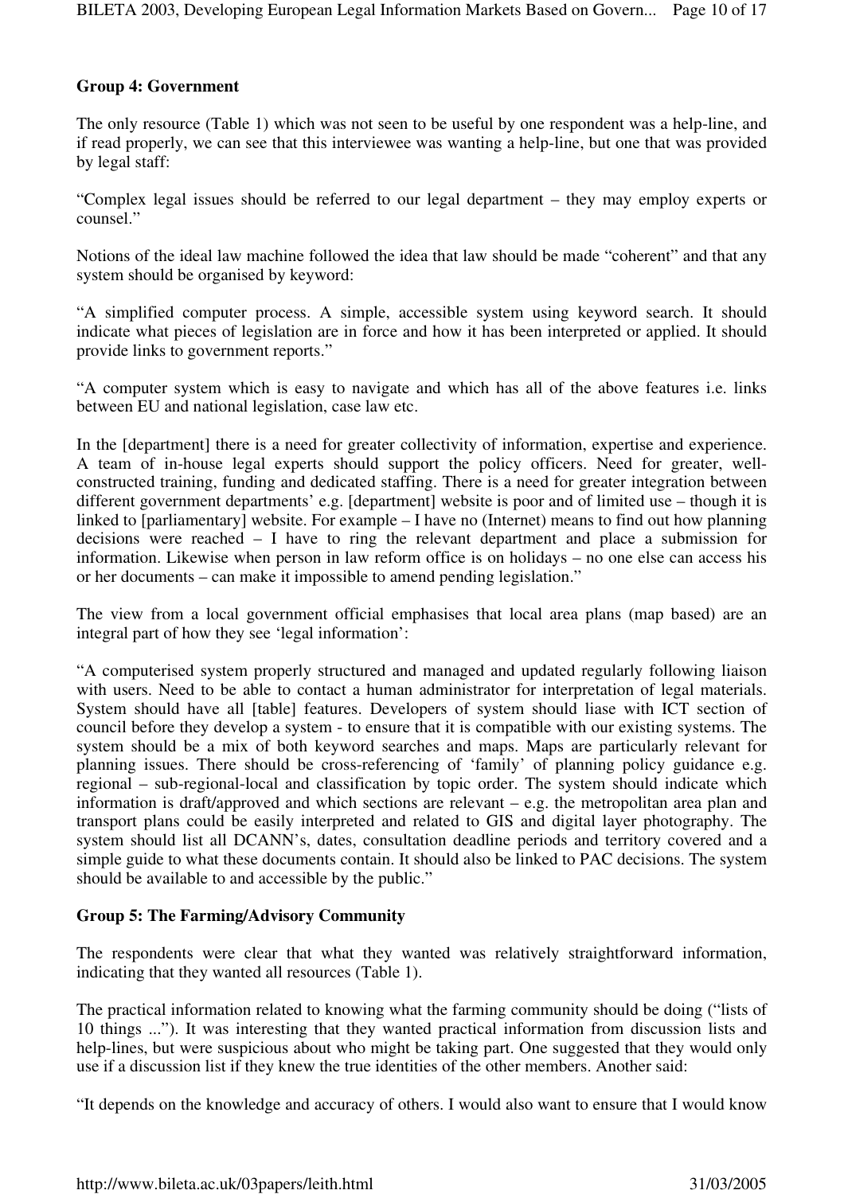**Group 4: Government**

The only resource (Table 1) which was not seen to be useful by one respondent was a help-line, and if read properly, we can see that this interviewee was wanting a help-line, but one that was provided by legal staff:

"Complex legal issues should be referred to our legal department – they may employ experts or counsel."

Notions of the ideal law machine followed the idea that law should be made "coherent" and that any system should be organised by keyword:

"A simplified computer process. A simple, accessible system using keyword search. It should indicate what pieces of legislation are in force and how it has been interpreted or applied. It should provide links to government reports."

"A computer system which is easy to navigate and which has all of the above features i.e. links between EU and national legislation, case law etc.

In the [department] there is a need for greater collectivity of information, expertise and experience. A team of in-house legal experts should support the policy officers. Need for greater, well-constructed training, funding and dedicated staffing. There is a need for greater integration between different government departments' e.g. [department] website is poor and of limited use – though it is linked to [parliamentary] website. For example – I have no (Internet) means to find out how planning decisions were reached – I have to ring the relevant department and place a submission for information. Likewise when person in law reform office is on holidays – no one else can access his or her documents – can make it impossible to amend pending legislation."

The view from a local government official emphasises that local area plans (map based) are an integral part of how they see 'legal information':

"A computerised system properly structured and managed and updated regularly following liaison with users. Need to be able to contact a human administrator for interpretation of legal materials. System should have all [table] features. Developers of system should liase with ICT section of council before they develop a system - to ensure that it is compatible with our existing systems. The system should be a mix of both keyword searches and maps. Maps are particularly relevant for planning issues. There should be cross-referencing of 'family' of planning policy guidance e.g. regional – sub-regional-local and classification by topic order. The system should indicate which information is draft/approved and which sections are relevant – e.g. the metropolitan area plan and transport plans could be easily interpreted and related to GIS and digital layer photography. The system should list all DCANN's, dates, consultation deadline periods and territory covered and a simple guide to what these documents contain. It should also be linked to PAC decisions. The system should be available to and accessible by the public."

**Group 5: The Farming/Advisory Community**

The respondents were clear that what they wanted was relatively straightforward information, indicating that they wanted all resources (Table 1).

The practical information related to knowing what the farming community should be doing ("lists of 10 things ..."). It was interesting that they wanted practical information from discussion lists and help-lines, but were suspicious about who might be taking part. One suggested that they would only use if a discussion list if they knew the true identities of the other members. Another said:

"It depends on the knowledge and accuracy of others. I would also want to ensure that I would know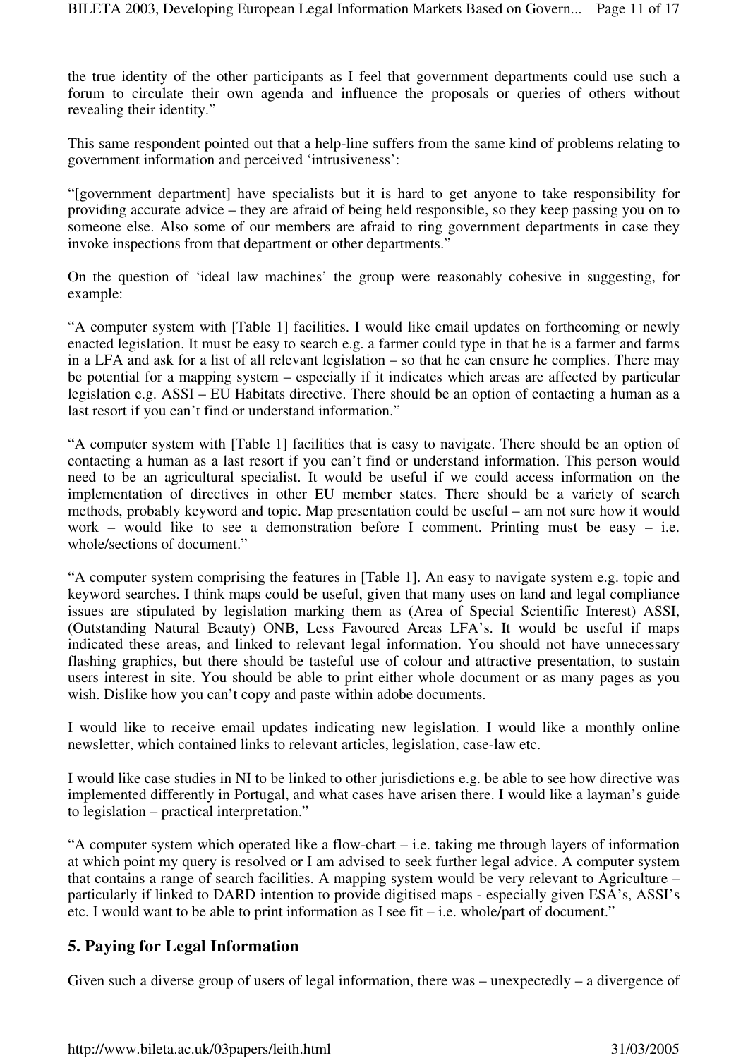the true identity of the other participants as I feel that government departments could use such a forum to circulate their own agenda and influence the proposals or queries of others without revealing their identity."

This same respondent pointed out that a help-line suffers from the same kind of problems relating to government information and perceived 'intrusiveness':

"[government department] have specialists but it is hard to get anyone to take responsibility for providing accurate advice – they are afraid of being held responsible, so they keep passing you on to someone else. Also some of our members are afraid to ring government departments in case they invoke inspections from that department or other departments."

On the question of 'ideal law machines' the group were reasonably cohesive in suggesting, for example:

"A computer system with [Table 1] facilities. I would like email updates on forthcoming or newly enacted legislation. It must be easy to search e.g. a farmer could type in that he is a farmer and farms in a LFA and ask for a list of all relevant legislation – so that he can ensure he complies. There may be potential for a mapping system – especially if it indicates which areas are affected by particular legislation e.g. ASSI – EU Habitats directive. There should be an option of contacting a human as a last resort if you can't find or understand information."

"A computer system with [Table 1] facilities that is easy to navigate. There should be an option of contacting a human as a last resort if you can't find or understand information. This person would need to be an agricultural specialist. It would be useful if we could access information on the implementation of directives in other EU member states. There should be a variety of search methods, probably keyword and topic. Map presentation could be useful – am not sure how it would work – would like to see a demonstration before I comment. Printing must be easy – i.e. whole/sections of document."

"A computer system comprising the features in [Table 1]. An easy to navigate system e.g. topic and keyword searches. I think maps could be useful, given that many uses on land and legal compliance issues are stipulated by legislation marking them as (Area of Special Scientific Interest) ASSI, (Outstanding Natural Beauty) ONB, Less Favoured Areas LFA's. It would be useful if maps indicated these areas, and linked to relevant legal information. You should not have unnecessary flashing graphics, but there should be tasteful use of colour and attractive presentation, to sustain users interest in site. You should be able to print either whole document or as many pages as you wish. Dislike how you can't copy and paste within adobe documents.

I would like to receive email updates indicating new legislation. I would like a monthly online newsletter, which contained links to relevant articles, legislation, case-law etc.

I would like case studies in NI to be linked to other jurisdictions e.g. be able to see how directive was implemented differently in Portugal, and what cases have arisen there. I would like a layman's guide to legislation – practical interpretation."

"A computer system which operated like a flow-chart – i.e. taking me through layers of information at which point my query is resolved or I am advised to seek further legal advice. A computer system that contains a range of search facilities. A mapping system would be very relevant to Agriculture – particularly if linked to DARD intention to provide digitised maps - especially given ESA's, ASSI's etc. I would want to be able to print information as I see fit – i.e. whole/part of document."

## 5. Paying for Legal Information

Given such a diverse group of users of legal information, there was – unexpectedly – a divergence of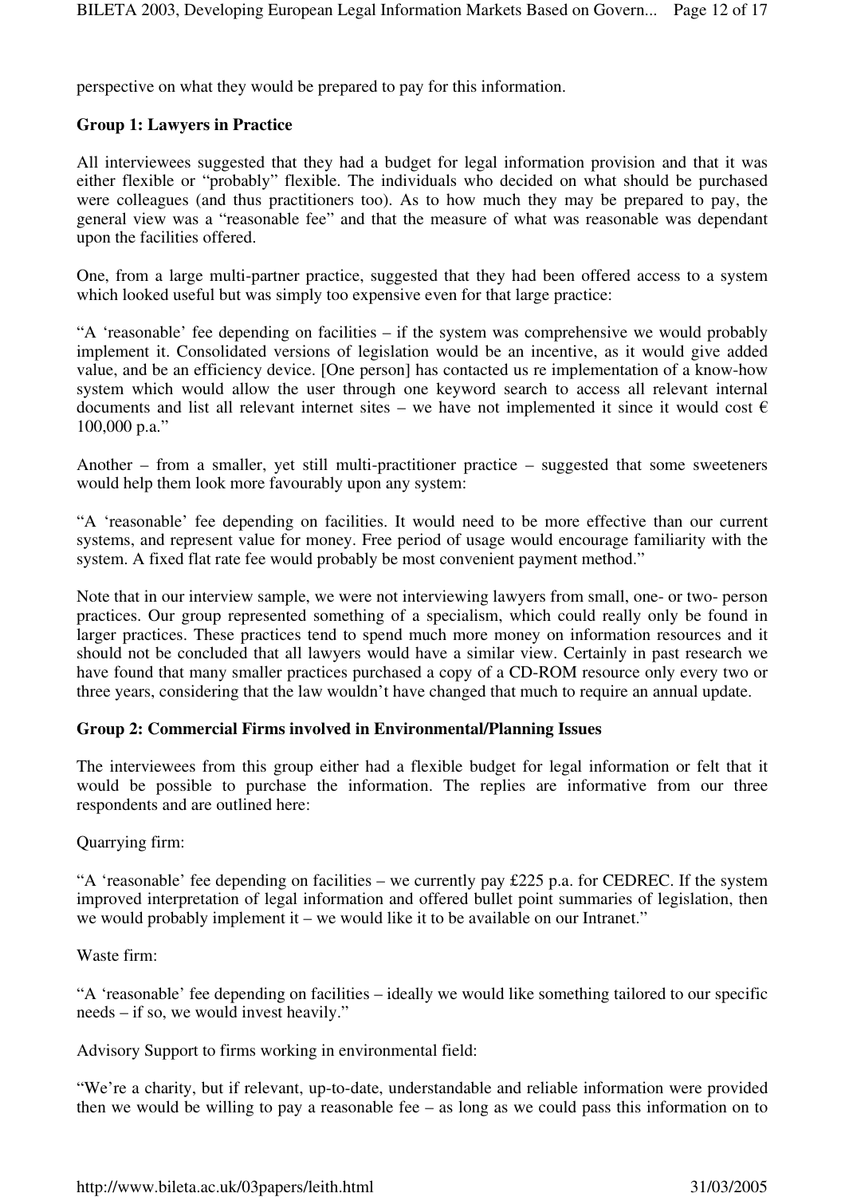perspective on what they would be prepared to pay for this information.

**Group 1: Lawyers in Practice**

All interviewees suggested that they had a budget for legal information provision and that it was either flexible or "probably" flexible. The individuals who decided on what should be purchased were colleagues (and thus practitioners too). As to how much they may be prepared to pay, the general view was a "reasonable fee" and that the measure of what was reasonable was dependant upon the facilities offered.

One, from a large multi-partner practice, suggested that they had been offered access to a system which looked useful but was simply too expensive even for that large practice:

"A 'reasonable' fee depending on facilities – if the system was comprehensive we would probably implement it. Consolidated versions of legislation would be an incentive, as it would give added value, and be an efficiency device. [One person] has contacted us re implementation of a know-how system which would allow the user through one keyword search to access all relevant internal documents and list all relevant internet sites – we have not implemented it since it would cost € 100,000 p.a."

Another – from a smaller, yet still multi-practitioner practice – suggested that some sweeteners would help them look more favourably upon any system:

"A 'reasonable' fee depending on facilities. It would need to be more effective than our current systems, and represent value for money. Free period of usage would encourage familiarity with the system. A fixed flat rate fee would probably be most convenient payment method."

Note that in our interview sample, we were not interviewing lawyers from small, one- or two- person practices. Our group represented something of a specialism, which could really only be found in larger practices. These practices tend to spend much more money on information resources and it should not be concluded that all lawyers would have a similar view. Certainly in past research we have found that many smaller practices purchased a copy of a CD-ROM resource only every two or three years, considering that the law wouldn't have changed that much to require an annual update.

**Group 2: Commercial Firms involved in Environmental/Planning Issues**

The interviewees from this group either had a flexible budget for legal information or felt that it would be possible to purchase the information. The replies are informative from our three respondents and are outlined here:

Quarrying firm:

"A 'reasonable' fee depending on facilities – we currently pay £225 p.a. for CEDREC. If the system improved interpretation of legal information and offered bullet point summaries of legislation, then we would probably implement it – we would like it to be available on our Intranet."

Waste firm:

"A 'reasonable' fee depending on facilities – ideally we would like something tailored to our specific needs – if so, we would invest heavily."

Advisory Support to firms working in environmental field:

"We're a charity, but if relevant, up-to-date, understandable and reliable information were provided then we would be willing to pay a reasonable fee – as long as we could pass this information on to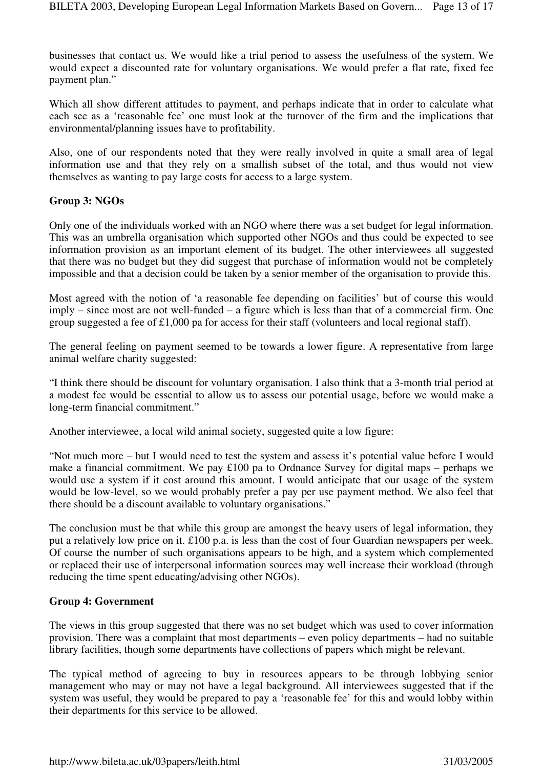businesses that contact us. We would like a trial period to assess the usefulness of the system. We would expect a discounted rate for voluntary organisations. We would prefer a flat rate, fixed fee payment plan."

Which all show different attitudes to payment, and perhaps indicate that in order to calculate what each see as a 'reasonable fee' one must look at the turnover of the firm and the implications that environmental/planning issues have to profitability.

Also, one of our respondents noted that they were really involved in quite a small area of legal information use and that they rely on a smallish subset of the total, and thus would not view themselves as wanting to pay large costs for access to a large system.

**Group 3: NGOs**

Only one of the individuals worked with an NGO where there was a set budget for legal information. This was an umbrella organisation which supported other NGOs and thus could be expected to see information provision as an important element of its budget. The other interviewees all suggested that there was no budget but they did suggest that purchase of information would not be completely impossible and that a decision could be taken by a senior member of the organisation to provide this.

Most agreed with the notion of 'a reasonable fee depending on facilities' but of course this would imply – since most are not well-funded – a figure which is less than that of a commercial firm. One group suggested a fee of £1,000 pa for access for their staff (volunteers and local regional staff).

The general feeling on payment seemed to be towards a lower figure. A representative from large animal welfare charity suggested:

"I think there should be discount for voluntary organisation. I also think that a 3-month trial period at a modest fee would be essential to allow us to assess our potential usage, before we would make a long-term financial commitment."

Another interviewee, a local wild animal society, suggested quite a low figure:

"Not much more – but I would need to test the system and assess it's potential value before I would make a financial commitment. We pay £100 pa to Ordnance Survey for digital maps – perhaps we would use a system if it cost around this amount. I would anticipate that our usage of the system would be low-level, so we would probably prefer a pay per use payment method. We also feel that there should be a discount available to voluntary organisations."

The conclusion must be that while this group are amongst the heavy users of legal information, they put a relatively low price on it. £100 p.a. is less than the cost of four Guardian newspapers per week. Of course the number of such organisations appears to be high, and a system which complemented or replaced their use of interpersonal information sources may well increase their workload (through reducing the time spent educating/advising other NGOs).

**Group 4: Government**

The views in this group suggested that there was no set budget which was used to cover information provision. There was a complaint that most departments – even policy departments – had no suitable library facilities, though some departments have collections of papers which might be relevant.

The typical method of agreeing to buy in resources appears to be through lobbying senior management who may or may not have a legal background. All interviewees suggested that if the system was useful, they would be prepared to pay a 'reasonable fee' for this and would lobby within their departments for this service to be allowed.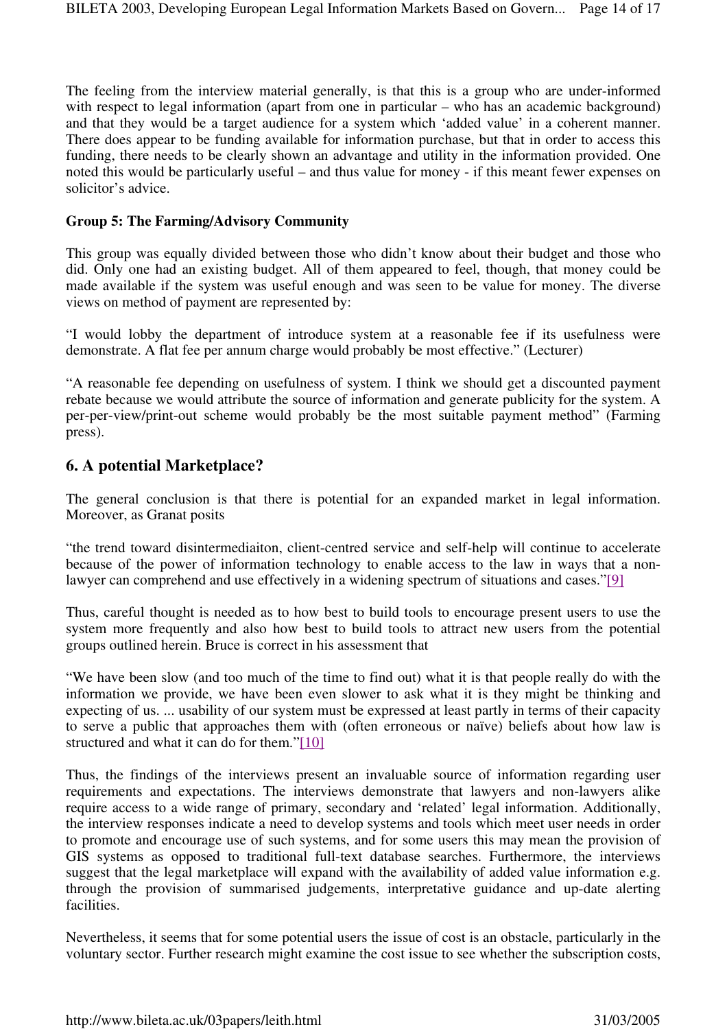The feeling from the interview material generally, is that this is a group who are under-informed with respect to legal information (apart from one in particular – who has an academic background) and that they would be a target audience for a system which 'added value' in a coherent manner. There does appear to be funding available for information purchase, but that in order to access this funding, there needs to be clearly shown an advantage and utility in the information provided. One noted this would be particularly useful – and thus value for money - if this meant fewer expenses on solicitor's advice.

**Group 5: The Farming/Advisory Community**

This group was equally divided between those who didn't know about their budget and those who did. Only one had an existing budget. All of them appeared to feel, though, that money could be made available if the system was useful enough and was seen to be value for money. The diverse views on method of payment are represented by:

"I would lobby the department of introduce system at a reasonable fee if its usefulness were demonstrate. A flat fee per annum charge would probably be most effective." (Lecturer)

"A reasonable fee depending on usefulness of system. I think we should get a discounted payment rebate because we would attribute the source of information and generate publicity for the system. A per-per-view/print-out scheme would probably be the most suitable payment method" (Farming press).

## 6. A potential Marketplace?

The general conclusion is that there is potential for an expanded market in legal information. Moreover, as Granat posits

"the trend toward disintermediaiton, client-centred service and self-help will continue to accelerate because of the power of information technology to enable access to the law in ways that a non-lawyer can comprehend and use effectively in a widening spectrum of situations and cases."[9]

Thus, careful thought is needed as to how best to build tools to encourage present users to use the system more frequently and also how best to build tools to attract new users from the potential groups outlined herein. Bruce is correct in his assessment that

"We have been slow (and too much of the time to find out) what it is that people really do with the information we provide, we have been even slower to ask what it is they might be thinking and expecting of us. ... usability of our system must be expressed at least partly in terms of their capacity to serve a public that approaches them with (often erroneous or naïve) beliefs about how law is structured and what it can do for them."[10]

Thus, the findings of the interviews present an invaluable source of information regarding user requirements and expectations. The interviews demonstrate that lawyers and non-lawyers alike require access to a wide range of primary, secondary and 'related' legal information. Additionally, the interview responses indicate a need to develop systems and tools which meet user needs in order to promote and encourage use of such systems, and for some users this may mean the provision of GIS systems as opposed to traditional full-text database searches. Furthermore, the interviews suggest that the legal marketplace will expand with the availability of added value information e.g. through the provision of summarised judgements, interpretative guidance and up-date alerting facilities.

Nevertheless, it seems that for some potential users the issue of cost is an obstacle, particularly in the voluntary sector. Further research might examine the cost issue to see whether the subscription costs,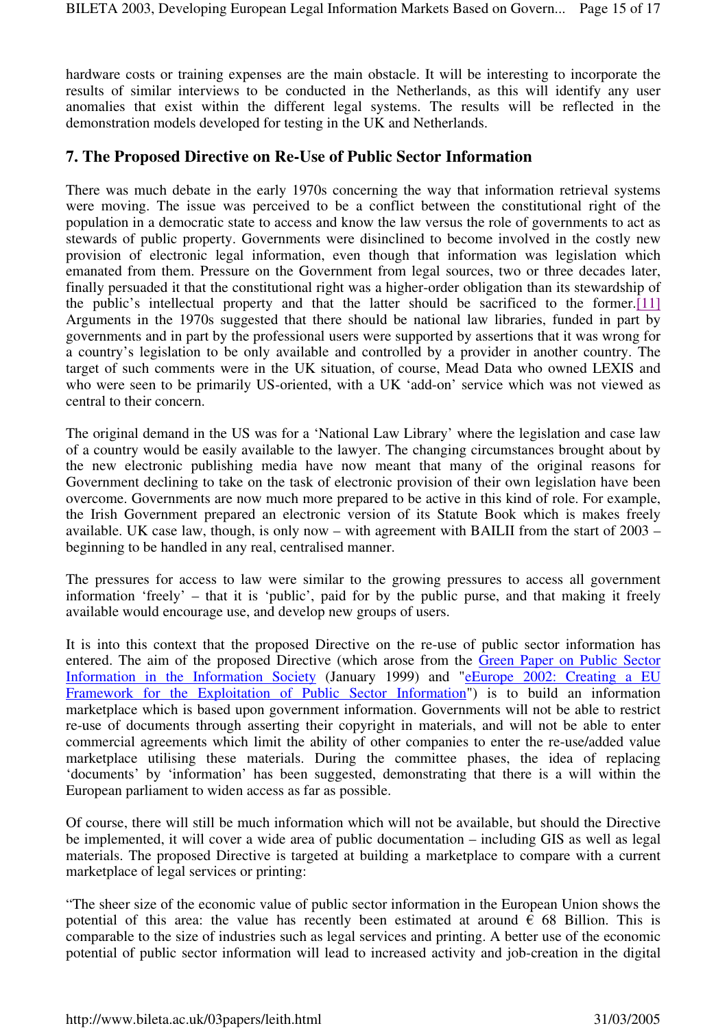hardware costs or training expenses are the main obstacle. It will be interesting to incorporate the results of similar interviews to be conducted in the Netherlands, as this will identify any user anomalies that exist within the different legal systems. The results will be reflected in the demonstration models developed for testing in the UK and Netherlands.

## 7. The Proposed Directive on Re-Use of Public Sector Information

There was much debate in the early 1970s concerning the way that information retrieval systems were moving. The issue was perceived to be a conflict between the constitutional right of the population in a democratic state to access and know the law versus the role of governments to act as stewards of public property. Governments were disinclined to become involved in the costly new provision of electronic legal information, even though that information was legislation which emanated from them. Pressure on the Government from legal sources, two or three decades later, finally persuaded it that the constitutional right was a higher-order obligation than its stewardship of the public's intellectual property and that the latter should be sacrificed to the former.[11] Arguments in the 1970s suggested that there should be national law libraries, funded in part by governments and in part by the professional users were supported by assertions that it was wrong for a country's legislation to be only available and controlled by a provider in another country. The target of such comments were in the UK situation, of course, Mead Data who owned LEXIS and who were seen to be primarily US-oriented, with a UK 'add-on' service which was not viewed as central to their concern.

The original demand in the US was for a 'National Law Library' where the legislation and case law of a country would be easily available to the lawyer. The changing circumstances brought about by the new electronic publishing media have now meant that many of the original reasons for Government declining to take on the task of electronic provision of their own legislation have been overcome. Governments are now much more prepared to be active in this kind of role. For example, the Irish Government prepared an electronic version of its Statute Book which is makes freely available. UK case law, though, is only now – with agreement with BAILII from the start of 2003 – beginning to be handled in any real, centralised manner.

The pressures for access to law were similar to the growing pressures to access all government information 'freely' – that it is 'public', paid for by the public purse, and that making it freely available would encourage use, and develop new groups of users.

It is into this context that the proposed Directive on the re-use of public sector information has entered. The aim of the proposed Directive (which arose from the Green Paper on Public Sector Information in the Information Society (January 1999) and "eEurope 2002: Creating a EU Framework for the Exploitation of Public Sector Information") is to build an information marketplace which is based upon government information. Governments will not be able to restrict re-use of documents through asserting their copyright in materials, and will not be able to enter commercial agreements which limit the ability of other companies to enter the re-use/added value marketplace utilising these materials. During the committee phases, the idea of replacing 'documents' by 'information' has been suggested, demonstrating that there is a will within the European parliament to widen access as far as possible.

Of course, there will still be much information which will not be available, but should the Directive be implemented, it will cover a wide area of public documentation – including GIS as well as legal materials. The proposed Directive is targeted at building a marketplace to compare with a current marketplace of legal services or printing:

"The sheer size of the economic value of public sector information in the European Union shows the potential of this area: the value has recently been estimated at around € 68 Billion. This is comparable to the size of industries such as legal services and printing. A better use of the economic potential of public sector information will lead to increased activity and job-creation in the digital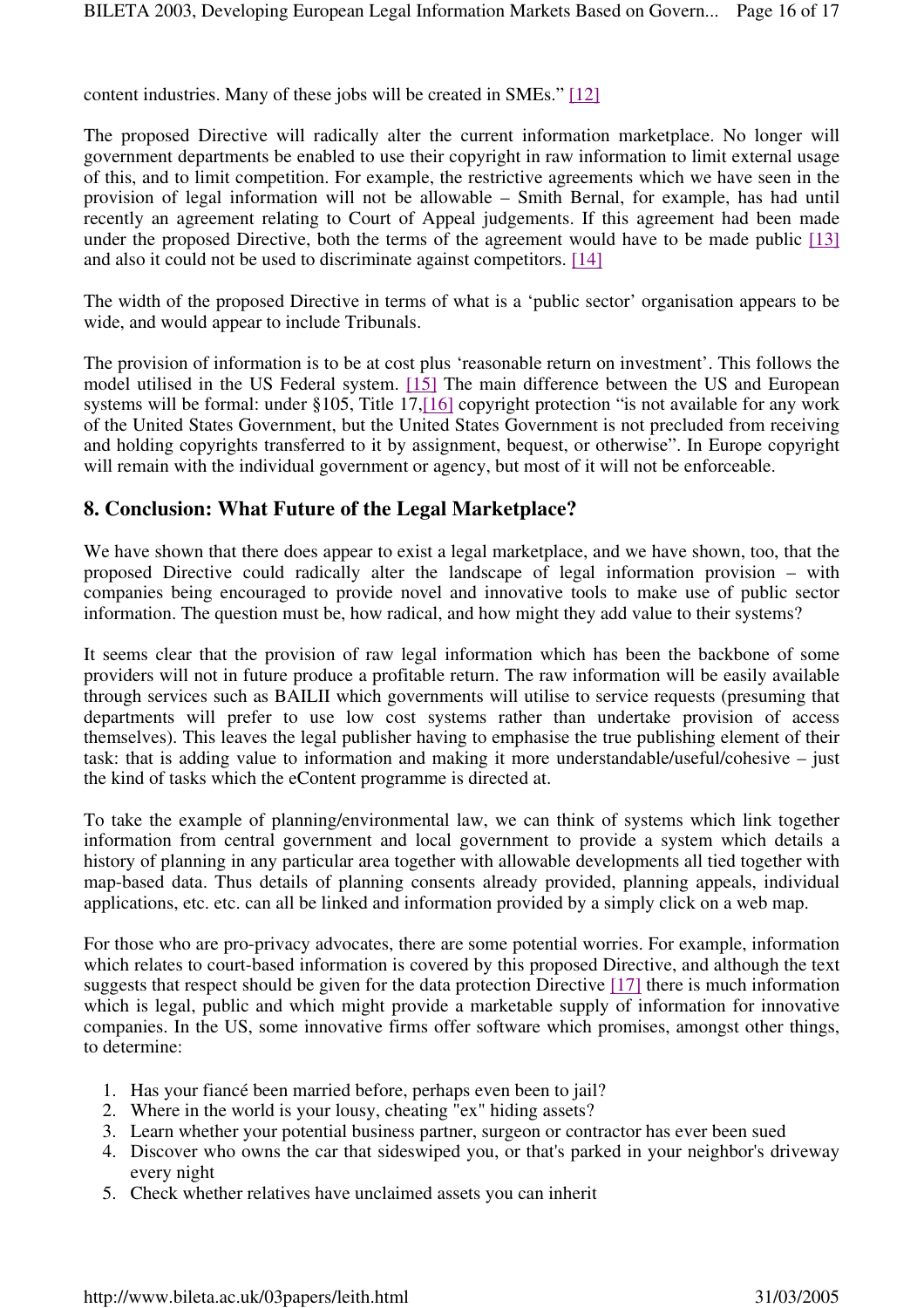content industries. Many of these jobs will be created in SMEs." [12]

The proposed Directive will radically alter the current information marketplace. No longer will government departments be enabled to use their copyright in raw information to limit external usage of this, and to limit competition. For example, the restrictive agreements which we have seen in the provision of legal information will not be allowable – Smith Bernal, for example, has had until recently an agreement relating to Court of Appeal judgements. If this agreement had been made under the proposed Directive, both the terms of the agreement would have to be made public [13] and also it could not be used to discriminate against competitors. [14]

The width of the proposed Directive in terms of what is a 'public sector' organisation appears to be wide, and would appear to include Tribunals.

The provision of information is to be at cost plus 'reasonable return on investment'. This follows the model utilised in the US Federal system. [15] The main difference between the US and European systems will be formal: under §105, Title 17,[16] copyright protection "is not available for any work of the United States Government, but the United States Government is not precluded from receiving and holding copyrights transferred to it by assignment, bequest, or otherwise". In Europe copyright will remain with the individual government or agency, but most of it will not be enforceable.

## 8. Conclusion: What Future of the Legal Marketplace?

We have shown that there does appear to exist a legal marketplace, and we have shown, too, that the proposed Directive could radically alter the landscape of legal information provision – with companies being encouraged to provide novel and innovative tools to make use of public sector information. The question must be, how radical, and how might they add value to their systems?

It seems clear that the provision of raw legal information which has been the backbone of some providers will not in future produce a profitable return. The raw information will be easily available through services such as BAILII which governments will utilise to service requests (presuming that departments will prefer to use low cost systems rather than undertake provision of access themselves). This leaves the legal publisher having to emphasise the true publishing element of their task: that is adding value to information and making it more understandable/useful/cohesive – just the kind of tasks which the eContent programme is directed at.

To take the example of planning/environmental law, we can think of systems which link together information from central government and local government to provide a system which details a history of planning in any particular area together with allowable developments all tied together with map-based data. Thus details of planning consents already provided, planning appeals, individual applications, etc. etc. can all be linked and information provided by a simply click on a web map.

For those who are pro-privacy advocates, there are some potential worries. For example, information which relates to court-based information is covered by this proposed Directive, and although the text suggests that respect should be given for the data protection Directive [17] there is much information which is legal, public and which might provide a marketable supply of information for innovative companies. In the US, some innovative firms offer software which promises, amongst other things, to determine:

1. Has your fiancé been married before, perhaps even been to jail?
2. Where in the world is your lousy, cheating "ex" hiding assets?
3. Learn whether your potential business partner, surgeon or contractor has ever been sued
4. Discover who owns the car that sideswiped you, or that's parked in your neighbor's driveway every night
5. Check whether relatives have unclaimed assets you can inherit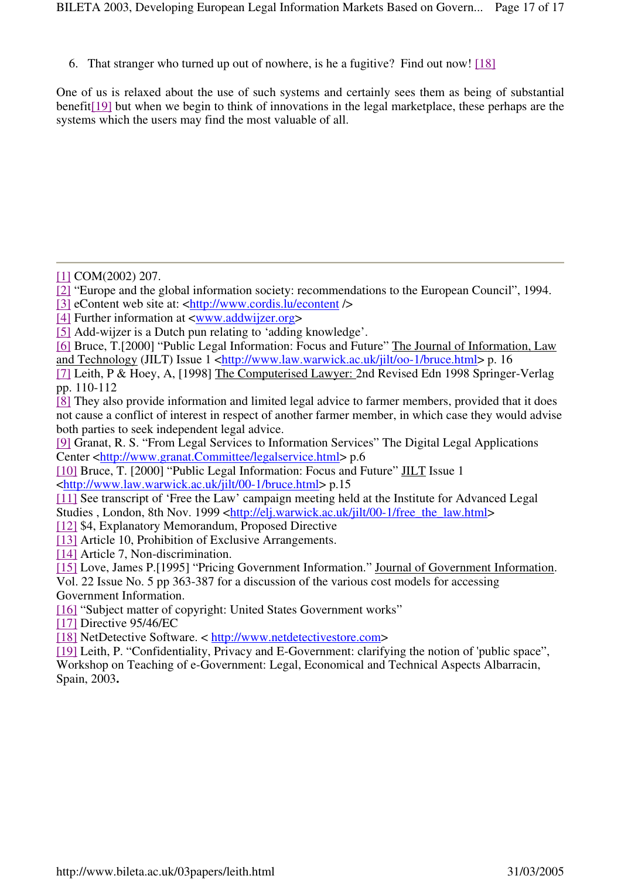6. That stranger who turned up out of nowhere, is he a fugitive? Find out now! [18]

One of us is relaxed about the use of such systems and certainly sees them as being of substantial benefit[19] but when we begin to think of innovations in the legal marketplace, these perhaps are the systems which the users may find the most valuable of all.

---

[1] COM(2002) 207.

[2] "Europe and the global information society: recommendations to the European Council", 1994.

[3] eContent web site at: <http://www.cordis.lu/econtent />

[4] Further information at <www.addwijzer.org>

[5] Add-wijzer is a Dutch pun relating to 'adding knowledge'.

[6] Bruce, T.[2000] "Public Legal Information: Focus and Future" The Journal of Information, Law and Technology (JILT) Issue 1 <http://www.law.warwick.ac.uk/jilt/oo-1/bruce.html> p. 16

[7] Leith, P & Hoey, A, [1998] The Computerised Lawyer: 2nd Revised Edn 1998 Springer-Verlag pp. 110-112

[8] They also provide information and limited legal advice to farmer members, provided that it does not cause a conflict of interest in respect of another farmer member, in which case they would advise both parties to seek independent legal advice.

[9] Granat, R. S. "From Legal Services to Information Services" The Digital Legal Applications Center <http://www.granat.Committee/legalservice.html> p.6

[10] Bruce, T. [2000] "Public Legal Information: Focus and Future" JILT Issue 1 <http://www.law.warwick.ac.uk/jilt/00-1/bruce.html> p.15

[11] See transcript of 'Free the Law' campaign meeting held at the Institute for Advanced Legal Studies , London, 8th Nov. 1999 <http://elj.warwick.ac.uk/jilt/00-1/free_the_law.html>

[12] $4, Explanatory Memorandum, Proposed Directive

[13] Article 10, Prohibition of Exclusive Arrangements.

[14] Article 7, Non-discrimination.

[15] Love, James P.[1995] "Pricing Government Information." Journal of Government Information. Vol. 22 Issue No. 5 pp 363-387 for a discussion of the various cost models for accessing Government Information.

[16] "Subject matter of copyright: United States Government works"

[17] Directive 95/46/EC

[18] NetDetective Software. < http://www.netdetectivestore.com>

[19] Leith, P. "Confidentiality, Privacy and E-Government: clarifying the notion of 'public space", Workshop on Teaching of e-Government: Legal, Economical and Technical Aspects Albarracin, Spain, 2003.